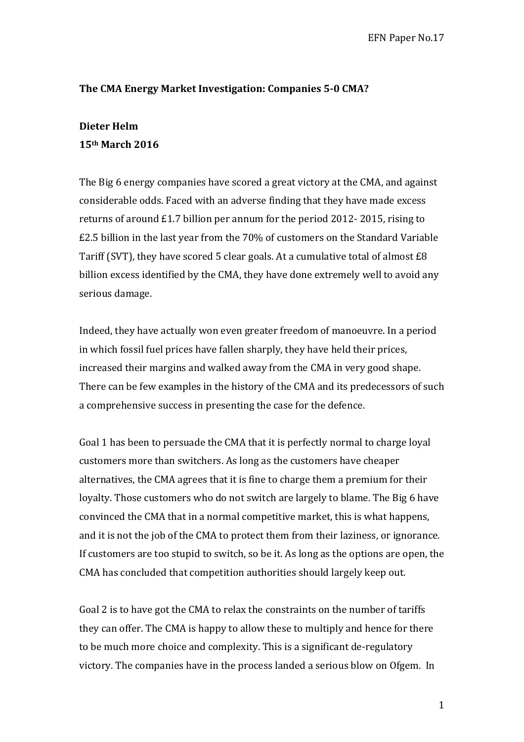**The CMA Energy Market Investigation: Companies 5-0 CMA?**

**Dieter Helm**
**15th March 2016**

The Big 6 energy companies have scored a great victory at the CMA, and against considerable odds. Faced with an adverse finding that they have made excess returns of around £1.7 billion per annum for the period 2012- 2015, rising to £2.5 billion in the last year from the 70% of customers on the Standard Variable Tariff (SVT), they have scored 5 clear goals. At a cumulative total of almost £8 billion excess identified by the CMA, they have done extremely well to avoid any serious damage.

Indeed, they have actually won even greater freedom of manoeuvre. In a period in which fossil fuel prices have fallen sharply, they have held their prices, increased their margins and walked away from the CMA in very good shape. There can be few examples in the history of the CMA and its predecessors of such a comprehensive success in presenting the case for the defence.

Goal 1 has been to persuade the CMA that it is perfectly normal to charge loyal customers more than switchers. As long as the customers have cheaper alternatives, the CMA agrees that it is fine to charge them a premium for their loyalty. Those customers who do not switch are largely to blame. The Big 6 have convinced the CMA that in a normal competitive market, this is what happens, and it is not the job of the CMA to protect them from their laziness, or ignorance. If customers are too stupid to switch, so be it. As long as the options are open, the CMA has concluded that competition authorities should largely keep out.

Goal 2 is to have got the CMA to relax the constraints on the number of tariffs they can offer. The CMA is happy to allow these to multiply and hence for there to be much more choice and complexity. This is a significant de-regulatory victory. The companies have in the process landed a serious blow on Ofgem. In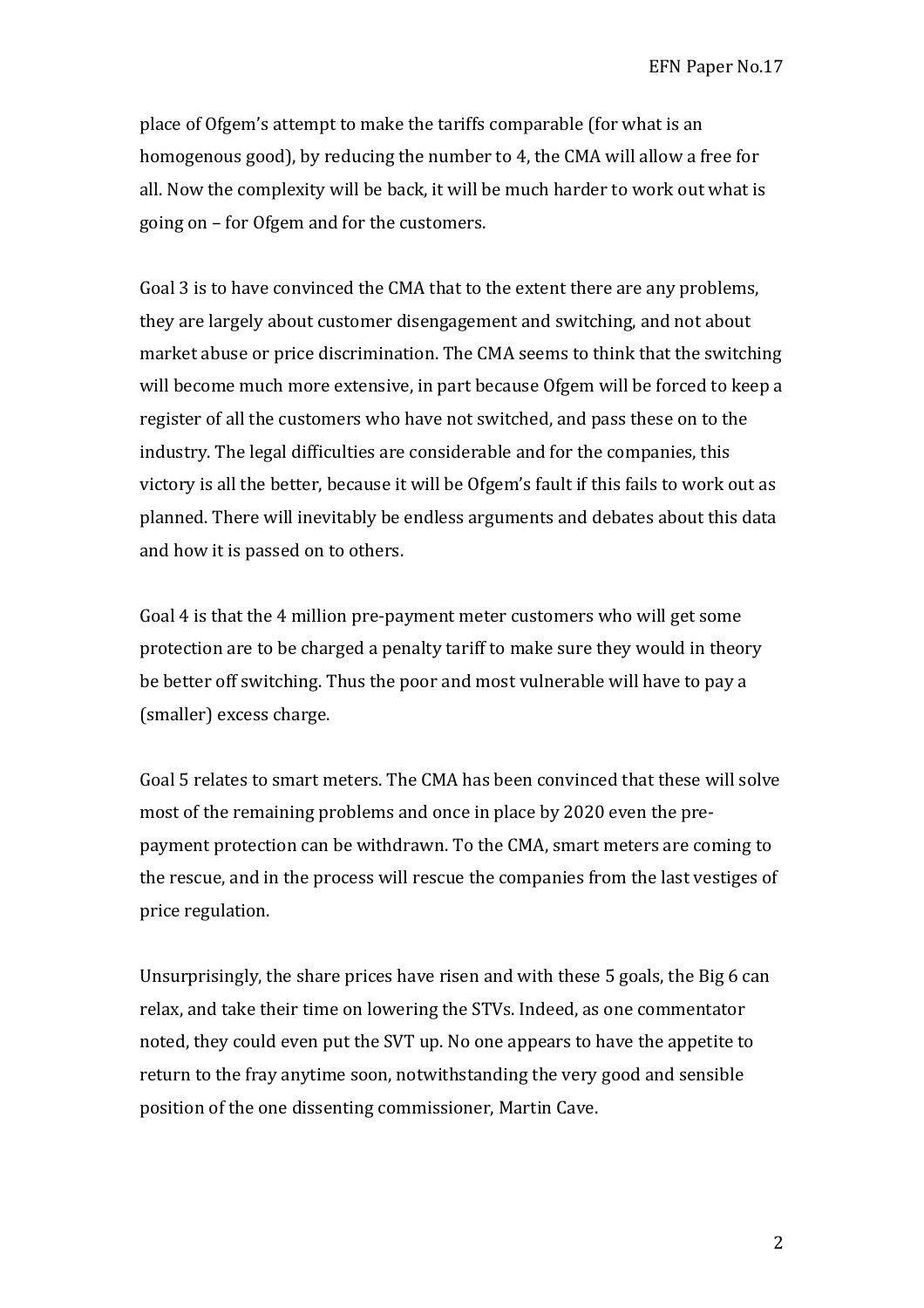place of Ofgem's attempt to make the tariffs comparable (for what is an homogenous good), by reducing the number to 4, the CMA will allow a free for all. Now the complexity will be back, it will be much harder to work out what is going on – for Ofgem and for the customers.

Goal 3 is to have convinced the CMA that to the extent there are any problems, they are largely about customer disengagement and switching, and not about market abuse or price discrimination. The CMA seems to think that the switching will become much more extensive, in part because Ofgem will be forced to keep a register of all the customers who have not switched, and pass these on to the industry. The legal difficulties are considerable and for the companies, this victory is all the better, because it will be Ofgem's fault if this fails to work out as planned. There will inevitably be endless arguments and debates about this data and how it is passed on to others.

Goal 4 is that the 4 million pre-payment meter customers who will get some protection are to be charged a penalty tariff to make sure they would in theory be better off switching. Thus the poor and most vulnerable will have to pay a (smaller) excess charge.

Goal 5 relates to smart meters. The CMA has been convinced that these will solve most of the remaining problems and once in place by 2020 even the pre-payment protection can be withdrawn. To the CMA, smart meters are coming to the rescue, and in the process will rescue the companies from the last vestiges of price regulation.

Unsurprisingly, the share prices have risen and with these 5 goals, the Big 6 can relax, and take their time on lowering the STVs. Indeed, as one commentator noted, they could even put the SVT up. No one appears to have the appetite to return to the fray anytime soon, notwithstanding the very good and sensible position of the one dissenting commissioner, Martin Cave.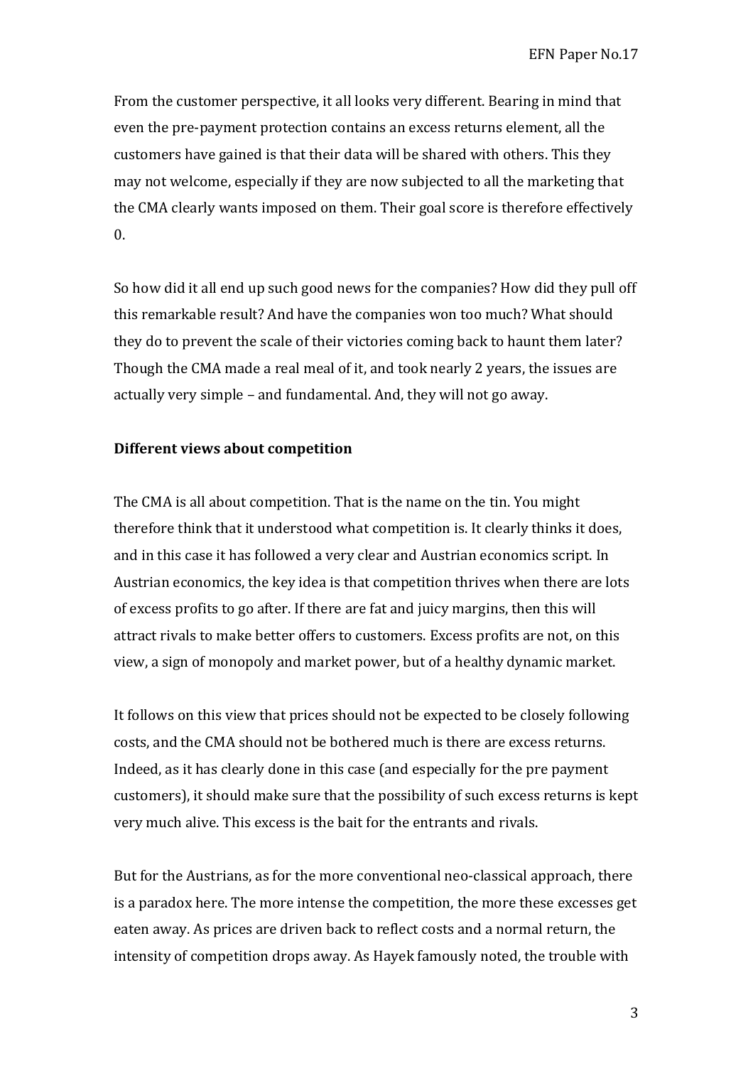From the customer perspective, it all looks very different. Bearing in mind that even the pre-payment protection contains an excess returns element, all the customers have gained is that their data will be shared with others. This they may not welcome, especially if they are now subjected to all the marketing that the CMA clearly wants imposed on them. Their goal score is therefore effectively 0.

So how did it all end up such good news for the companies? How did they pull off this remarkable result? And have the companies won too much? What should they do to prevent the scale of their victories coming back to haunt them later? Though the CMA made a real meal of it, and took nearly 2 years, the issues are actually very simple – and fundamental. And, they will not go away.

**Different views about competition**

The CMA is all about competition. That is the name on the tin. You might therefore think that it understood what competition is. It clearly thinks it does, and in this case it has followed a very clear and Austrian economics script. In Austrian economics, the key idea is that competition thrives when there are lots of excess profits to go after. If there are fat and juicy margins, then this will attract rivals to make better offers to customers. Excess profits are not, on this view, a sign of monopoly and market power, but of a healthy dynamic market.

It follows on this view that prices should not be expected to be closely following costs, and the CMA should not be bothered much is there are excess returns. Indeed, as it has clearly done in this case (and especially for the pre payment customers), it should make sure that the possibility of such excess returns is kept very much alive. This excess is the bait for the entrants and rivals.

But for the Austrians, as for the more conventional neo-classical approach, there is a paradox here. The more intense the competition, the more these excesses get eaten away. As prices are driven back to reflect costs and a normal return, the intensity of competition drops away. As Hayek famously noted, the trouble with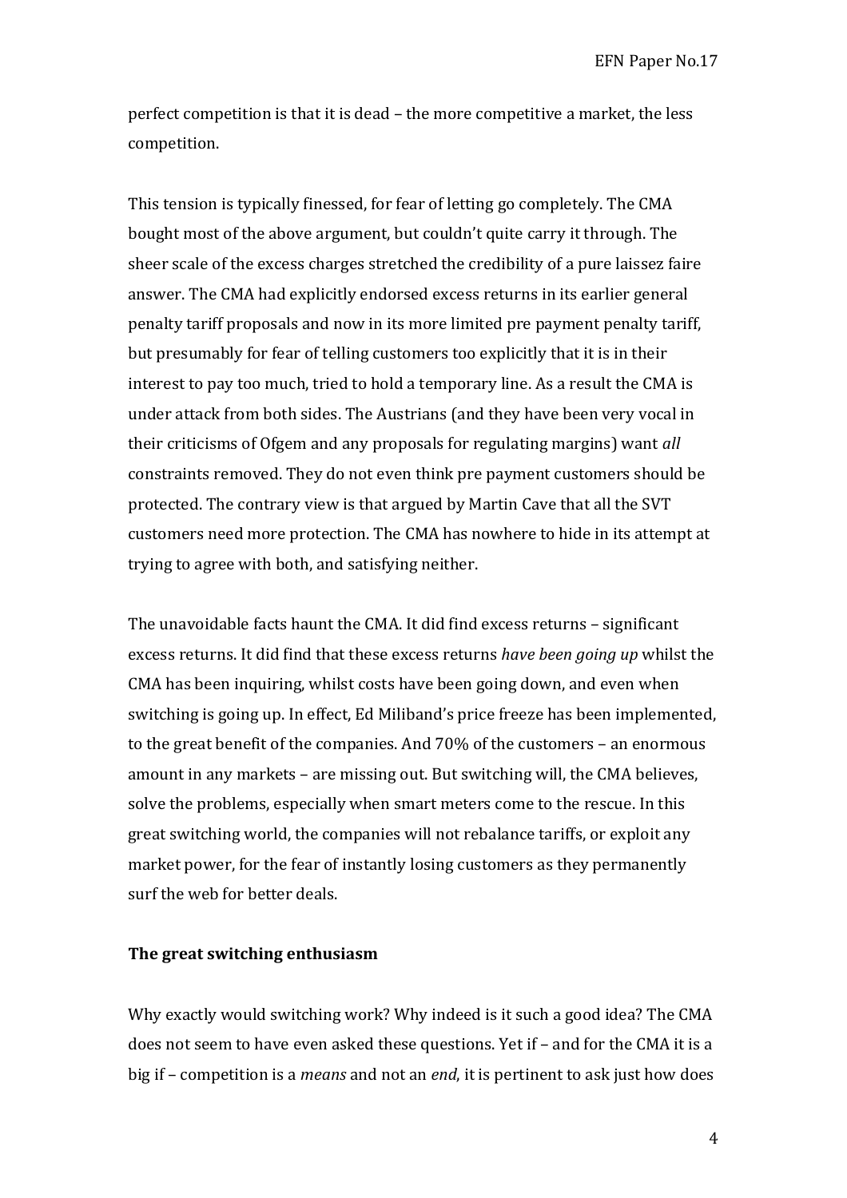perfect competition is that it is dead – the more competitive a market, the less competition.

This tension is typically finessed, for fear of letting go completely. The CMA bought most of the above argument, but couldn't quite carry it through. The sheer scale of the excess charges stretched the credibility of a pure laissez faire answer. The CMA had explicitly endorsed excess returns in its earlier general penalty tariff proposals and now in its more limited pre payment penalty tariff, but presumably for fear of telling customers too explicitly that it is in their interest to pay too much, tried to hold a temporary line. As a result the CMA is under attack from both sides. The Austrians (and they have been very vocal in their criticisms of Ofgem and any proposals for regulating margins) want *all* constraints removed. They do not even think pre payment customers should be protected. The contrary view is that argued by Martin Cave that all the SVT customers need more protection. The CMA has nowhere to hide in its attempt at trying to agree with both, and satisfying neither.

The unavoidable facts haunt the CMA. It did find excess returns – significant excess returns. It did find that these excess returns *have been going up* whilst the CMA has been inquiring, whilst costs have been going down, and even when switching is going up. In effect, Ed Miliband's price freeze has been implemented, to the great benefit of the companies. And 70% of the customers – an enormous amount in any markets – are missing out. But switching will, the CMA believes, solve the problems, especially when smart meters come to the rescue. In this great switching world, the companies will not rebalance tariffs, or exploit any market power, for the fear of instantly losing customers as they permanently surf the web for better deals.

**The great switching enthusiasm**

Why exactly would switching work? Why indeed is it such a good idea? The CMA does not seem to have even asked these questions. Yet if – and for the CMA it is a big if – competition is a *means* and not an *end*, it is pertinent to ask just how does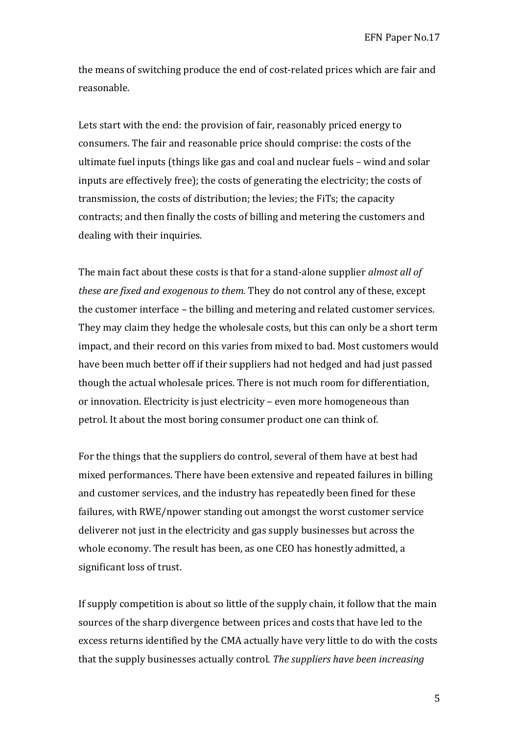the means of switching produce the end of cost-related prices which are fair and reasonable.

Lets start with the end: the provision of fair, reasonably priced energy to consumers. The fair and reasonable price should comprise: the costs of the ultimate fuel inputs (things like gas and coal and nuclear fuels – wind and solar inputs are effectively free); the costs of generating the electricity; the costs of transmission, the costs of distribution; the levies; the FiTs; the capacity contracts; and then finally the costs of billing and metering the customers and dealing with their inquiries.

The main fact about these costs is that for a stand-alone supplier *almost all of these are fixed and exogenous to them.* They do not control any of these, except the customer interface – the billing and metering and related customer services. They may claim they hedge the wholesale costs, but this can only be a short term impact, and their record on this varies from mixed to bad. Most customers would have been much better off if their suppliers had not hedged and had just passed though the actual wholesale prices. There is not much room for differentiation, or innovation. Electricity is just electricity – even more homogeneous than petrol. It about the most boring consumer product one can think of.

For the things that the suppliers do control, several of them have at best had mixed performances. There have been extensive and repeated failures in billing and customer services, and the industry has repeatedly been fined for these failures, with RWE/npower standing out amongst the worst customer service deliverer not just in the electricity and gas supply businesses but across the whole economy. The result has been, as one CEO has honestly admitted, a significant loss of trust.

If supply competition is about so little of the supply chain, it follow that the main sources of the sharp divergence between prices and costs that have led to the excess returns identified by the CMA actually have very little to do with the costs that the supply businesses actually control. *The suppliers have been increasing*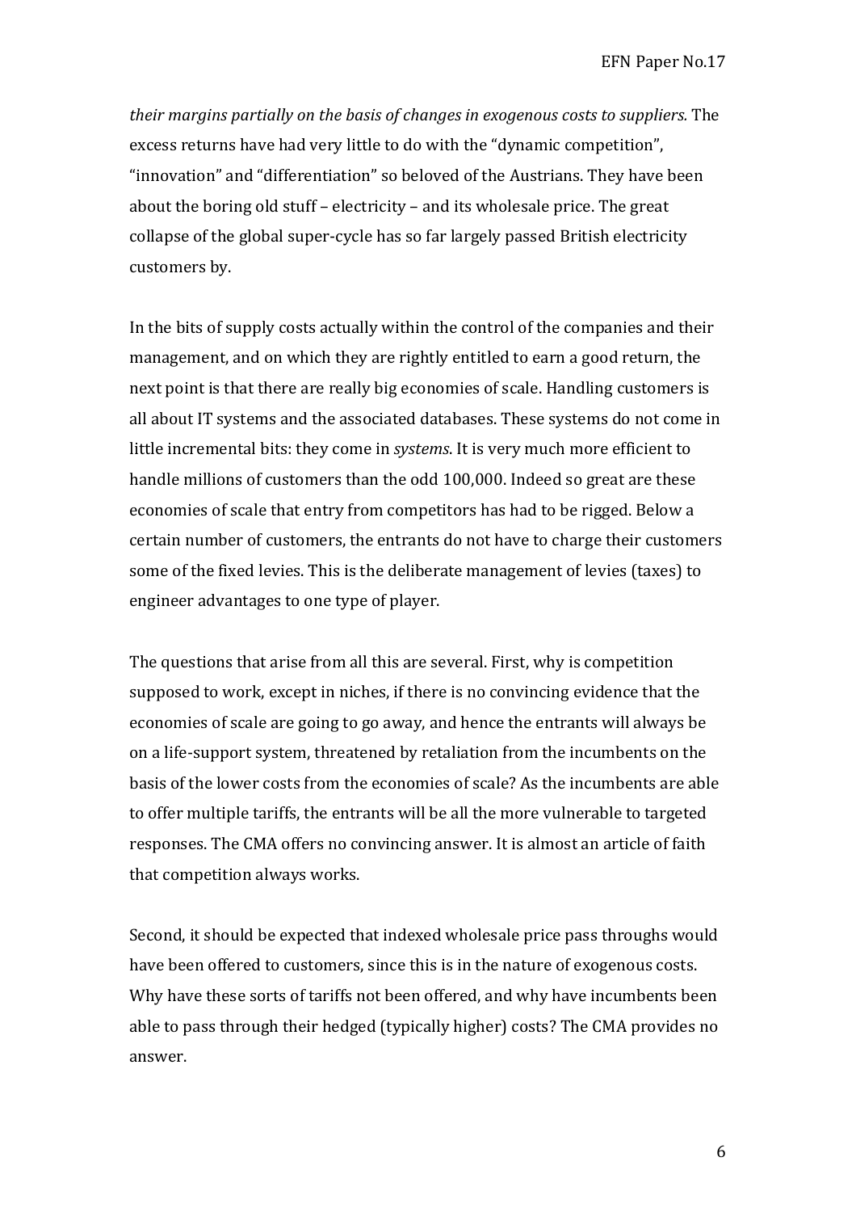*their margins partially on the basis of changes in exogenous costs to suppliers.* The excess returns have had very little to do with the "dynamic competition", "innovation" and "differentiation" so beloved of the Austrians. They have been about the boring old stuff – electricity – and its wholesale price. The great collapse of the global super-cycle has so far largely passed British electricity customers by.

In the bits of supply costs actually within the control of the companies and their management, and on which they are rightly entitled to earn a good return, the next point is that there are really big economies of scale. Handling customers is all about IT systems and the associated databases. These systems do not come in little incremental bits: they come in *systems*. It is very much more efficient to handle millions of customers than the odd 100,000. Indeed so great are these economies of scale that entry from competitors has had to be rigged. Below a certain number of customers, the entrants do not have to charge their customers some of the fixed levies. This is the deliberate management of levies (taxes) to engineer advantages to one type of player.

The questions that arise from all this are several. First, why is competition supposed to work, except in niches, if there is no convincing evidence that the economies of scale are going to go away, and hence the entrants will always be on a life-support system, threatened by retaliation from the incumbents on the basis of the lower costs from the economies of scale? As the incumbents are able to offer multiple tariffs, the entrants will be all the more vulnerable to targeted responses. The CMA offers no convincing answer. It is almost an article of faith that competition always works.

Second, it should be expected that indexed wholesale price pass throughs would have been offered to customers, since this is in the nature of exogenous costs. Why have these sorts of tariffs not been offered, and why have incumbents been able to pass through their hedged (typically higher) costs? The CMA provides no answer.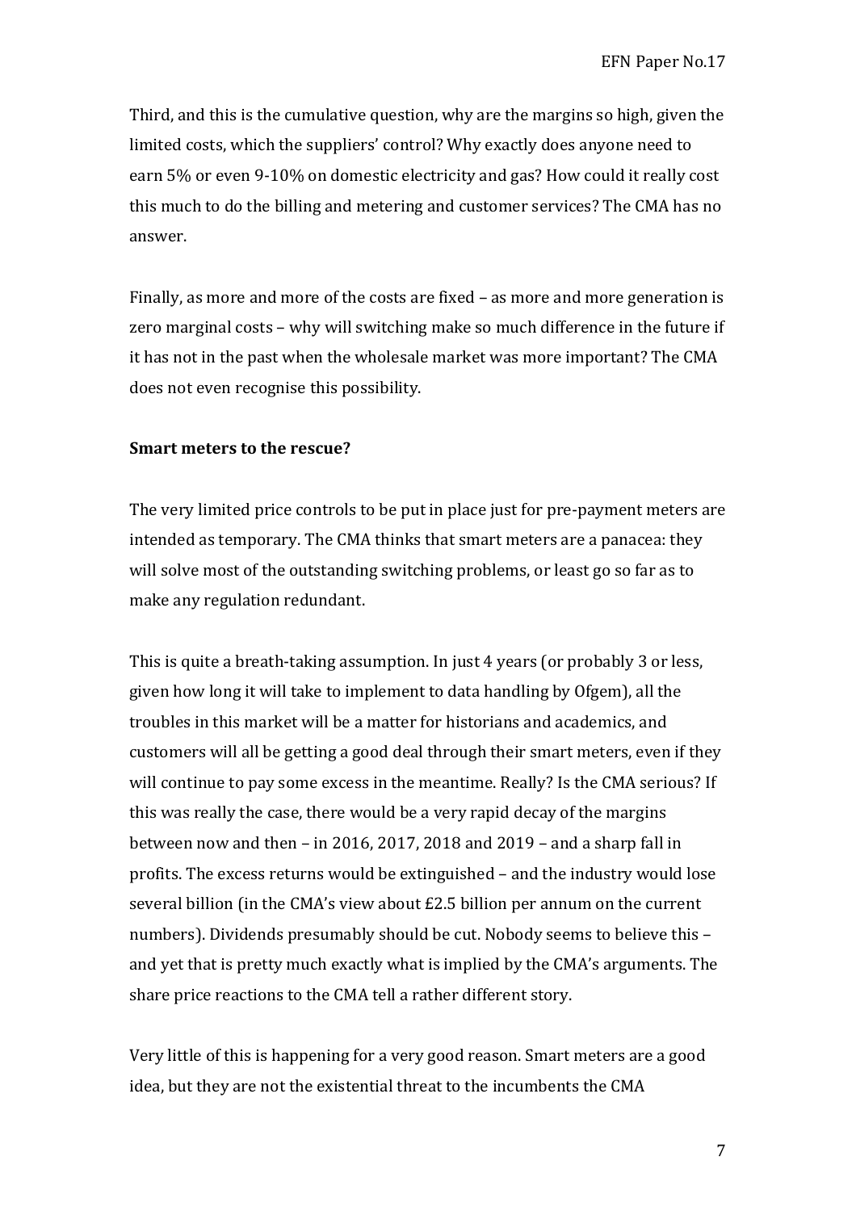Third, and this is the cumulative question, why are the margins so high, given the limited costs, which the suppliers' control? Why exactly does anyone need to earn 5% or even 9-10% on domestic electricity and gas? How could it really cost this much to do the billing and metering and customer services? The CMA has no answer.

Finally, as more and more of the costs are fixed – as more and more generation is zero marginal costs – why will switching make so much difference in the future if it has not in the past when the wholesale market was more important? The CMA does not even recognise this possibility.

**Smart meters to the rescue?**

The very limited price controls to be put in place just for pre-payment meters are intended as temporary. The CMA thinks that smart meters are a panacea: they will solve most of the outstanding switching problems, or least go so far as to make any regulation redundant.

This is quite a breath-taking assumption. In just 4 years (or probably 3 or less, given how long it will take to implement to data handling by Ofgem), all the troubles in this market will be a matter for historians and academics, and customers will all be getting a good deal through their smart meters, even if they will continue to pay some excess in the meantime. Really? Is the CMA serious? If this was really the case, there would be a very rapid decay of the margins between now and then – in 2016, 2017, 2018 and 2019 – and a sharp fall in profits. The excess returns would be extinguished – and the industry would lose several billion (in the CMA's view about £2.5 billion per annum on the current numbers). Dividends presumably should be cut. Nobody seems to believe this – and yet that is pretty much exactly what is implied by the CMA's arguments. The share price reactions to the CMA tell a rather different story.

Very little of this is happening for a very good reason. Smart meters are a good idea, but they are not the existential threat to the incumbents the CMA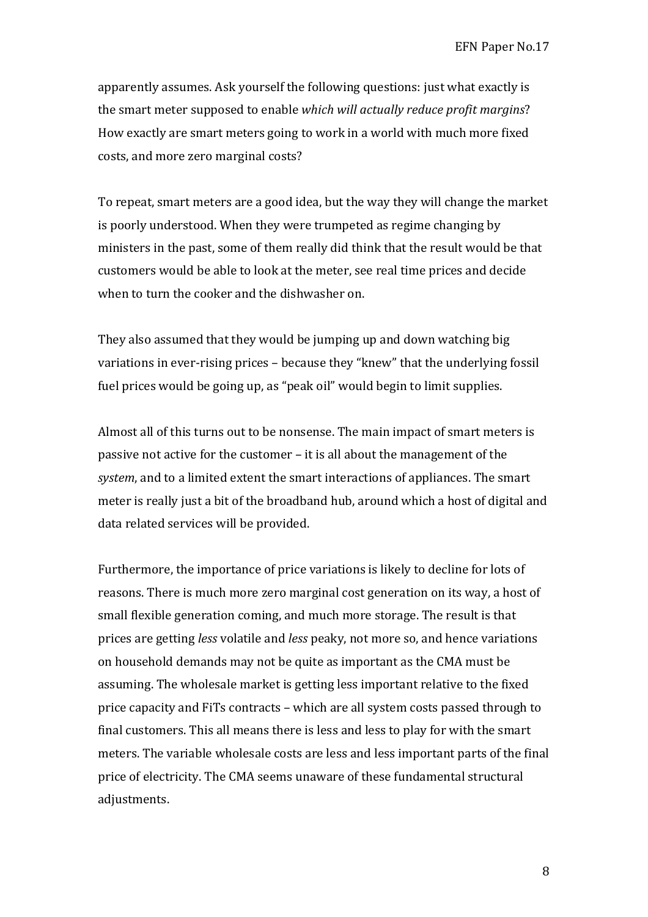apparently assumes. Ask yourself the following questions: just what exactly is the smart meter supposed to enable *which will actually reduce profit margins*? How exactly are smart meters going to work in a world with much more fixed costs, and more zero marginal costs?

To repeat, smart meters are a good idea, but the way they will change the market is poorly understood. When they were trumpeted as regime changing by ministers in the past, some of them really did think that the result would be that customers would be able to look at the meter, see real time prices and decide when to turn the cooker and the dishwasher on.

They also assumed that they would be jumping up and down watching big variations in ever-rising prices – because they "knew" that the underlying fossil fuel prices would be going up, as "peak oil" would begin to limit supplies.

Almost all of this turns out to be nonsense. The main impact of smart meters is passive not active for the customer – it is all about the management of the *system*, and to a limited extent the smart interactions of appliances. The smart meter is really just a bit of the broadband hub, around which a host of digital and data related services will be provided.

Furthermore, the importance of price variations is likely to decline for lots of reasons. There is much more zero marginal cost generation on its way, a host of small flexible generation coming, and much more storage. The result is that prices are getting *less* volatile and *less* peaky, not more so, and hence variations on household demands may not be quite as important as the CMA must be assuming. The wholesale market is getting less important relative to the fixed price capacity and FiTs contracts – which are all system costs passed through to final customers. This all means there is less and less to play for with the smart meters. The variable wholesale costs are less and less important parts of the final price of electricity. The CMA seems unaware of these fundamental structural adjustments.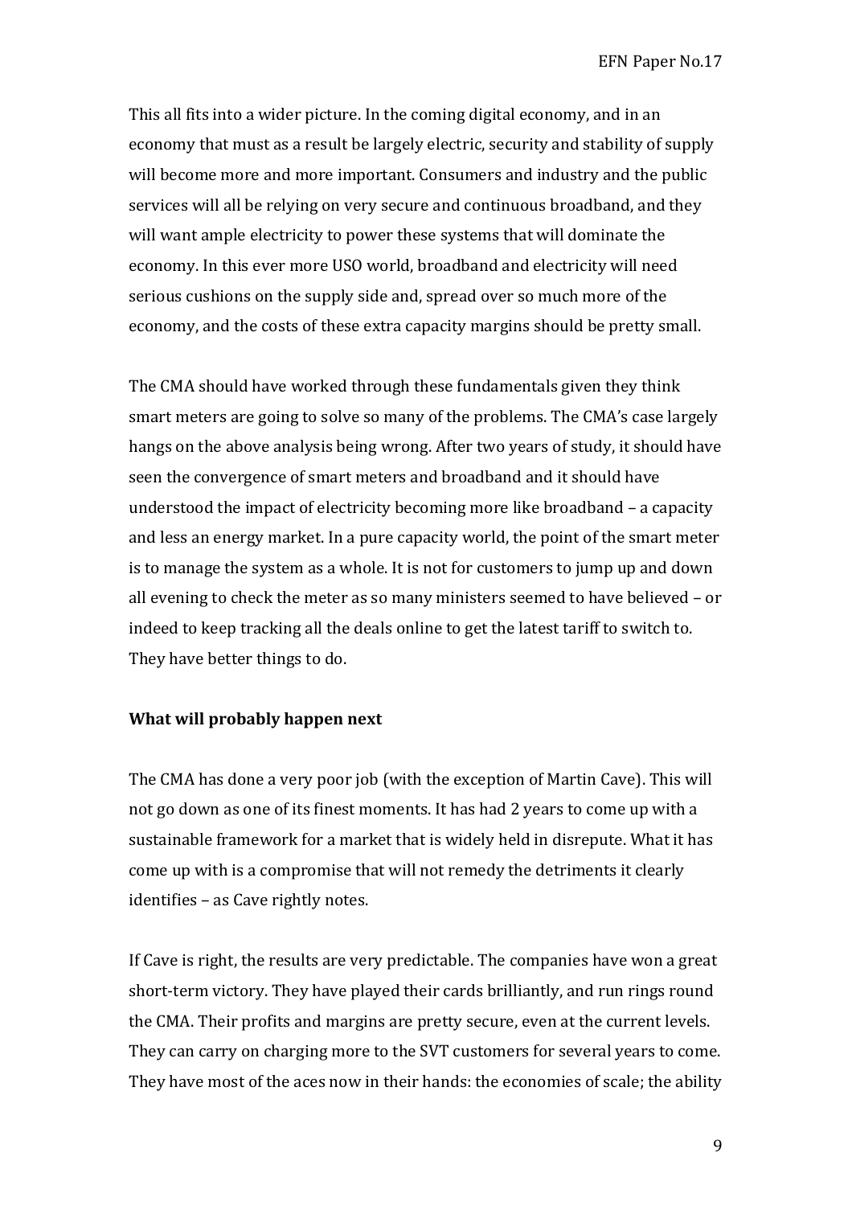This all fits into a wider picture. In the coming digital economy, and in an economy that must as a result be largely electric, security and stability of supply will become more and more important. Consumers and industry and the public services will all be relying on very secure and continuous broadband, and they will want ample electricity to power these systems that will dominate the economy. In this ever more USO world, broadband and electricity will need serious cushions on the supply side and, spread over so much more of the economy, and the costs of these extra capacity margins should be pretty small.

The CMA should have worked through these fundamentals given they think smart meters are going to solve so many of the problems. The CMA's case largely hangs on the above analysis being wrong. After two years of study, it should have seen the convergence of smart meters and broadband and it should have understood the impact of electricity becoming more like broadband – a capacity and less an energy market. In a pure capacity world, the point of the smart meter is to manage the system as a whole. It is not for customers to jump up and down all evening to check the meter as so many ministers seemed to have believed – or indeed to keep tracking all the deals online to get the latest tariff to switch to. They have better things to do.

**What will probably happen next**

The CMA has done a very poor job (with the exception of Martin Cave). This will not go down as one of its finest moments. It has had 2 years to come up with a sustainable framework for a market that is widely held in disrepute. What it has come up with is a compromise that will not remedy the detriments it clearly identifies – as Cave rightly notes.

If Cave is right, the results are very predictable. The companies have won a great short-term victory. They have played their cards brilliantly, and run rings round the CMA. Their profits and margins are pretty secure, even at the current levels. They can carry on charging more to the SVT customers for several years to come. They have most of the aces now in their hands: the economies of scale; the ability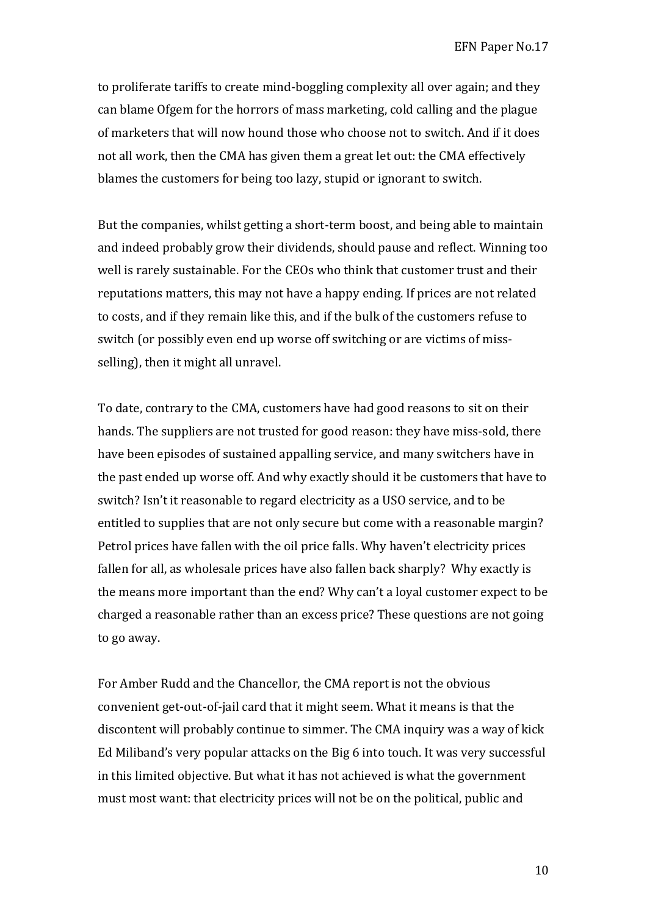to proliferate tariffs to create mind-boggling complexity all over again; and they can blame Ofgem for the horrors of mass marketing, cold calling and the plague of marketers that will now hound those who choose not to switch. And if it does not all work, then the CMA has given them a great let out: the CMA effectively blames the customers for being too lazy, stupid or ignorant to switch.

But the companies, whilst getting a short-term boost, and being able to maintain and indeed probably grow their dividends, should pause and reflect. Winning too well is rarely sustainable. For the CEOs who think that customer trust and their reputations matters, this may not have a happy ending. If prices are not related to costs, and if they remain like this, and if the bulk of the customers refuse to switch (or possibly even end up worse off switching or are victims of miss-selling), then it might all unravel.

To date, contrary to the CMA, customers have had good reasons to sit on their hands. The suppliers are not trusted for good reason: they have miss-sold, there have been episodes of sustained appalling service, and many switchers have in the past ended up worse off. And why exactly should it be customers that have to switch? Isn't it reasonable to regard electricity as a USO service, and to be entitled to supplies that are not only secure but come with a reasonable margin? Petrol prices have fallen with the oil price falls. Why haven't electricity prices fallen for all, as wholesale prices have also fallen back sharply? Why exactly is the means more important than the end? Why can't a loyal customer expect to be charged a reasonable rather than an excess price? These questions are not going to go away.

For Amber Rudd and the Chancellor, the CMA report is not the obvious convenient get-out-of-jail card that it might seem. What it means is that the discontent will probably continue to simmer. The CMA inquiry was a way of kick Ed Miliband's very popular attacks on the Big 6 into touch. It was very successful in this limited objective. But what it has not achieved is what the government must most want: that electricity prices will not be on the political, public and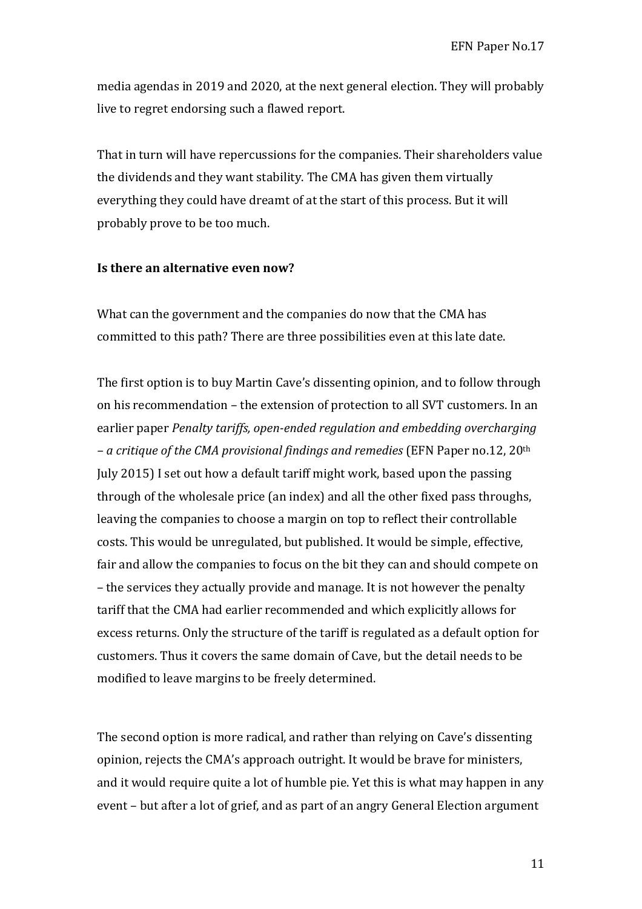media agendas in 2019 and 2020, at the next general election. They will probably live to regret endorsing such a flawed report.

That in turn will have repercussions for the companies. Their shareholders value the dividends and they want stability. The CMA has given them virtually everything they could have dreamt of at the start of this process. But it will probably prove to be too much.

**Is there an alternative even now?**

What can the government and the companies do now that the CMA has committed to this path? There are three possibilities even at this late date.

The first option is to buy Martin Cave's dissenting opinion, and to follow through on his recommendation – the extension of protection to all SVT customers. In an earlier paper *Penalty tariffs, open-ended regulation and embedding overcharging – a critique of the CMA provisional findings and remedies* (EFN Paper no.12, 20th July 2015) I set out how a default tariff might work, based upon the passing through of the wholesale price (an index) and all the other fixed pass throughs, leaving the companies to choose a margin on top to reflect their controllable costs. This would be unregulated, but published. It would be simple, effective, fair and allow the companies to focus on the bit they can and should compete on – the services they actually provide and manage. It is not however the penalty tariff that the CMA had earlier recommended and which explicitly allows for excess returns. Only the structure of the tariff is regulated as a default option for customers. Thus it covers the same domain of Cave, but the detail needs to be modified to leave margins to be freely determined.

The second option is more radical, and rather than relying on Cave's dissenting opinion, rejects the CMA's approach outright. It would be brave for ministers, and it would require quite a lot of humble pie. Yet this is what may happen in any event – but after a lot of grief, and as part of an angry General Election argument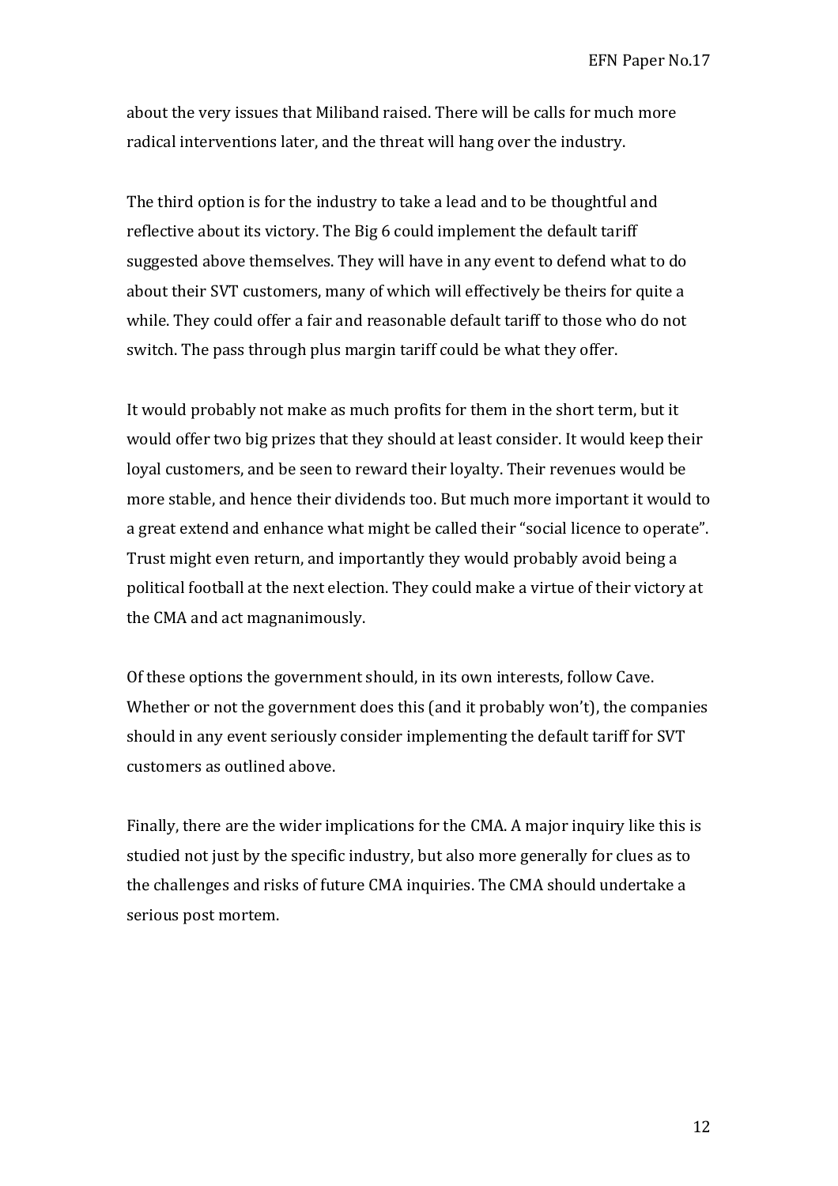about the very issues that Miliband raised. There will be calls for much more radical interventions later, and the threat will hang over the industry.

The third option is for the industry to take a lead and to be thoughtful and reflective about its victory. The Big 6 could implement the default tariff suggested above themselves. They will have in any event to defend what to do about their SVT customers, many of which will effectively be theirs for quite a while. They could offer a fair and reasonable default tariff to those who do not switch. The pass through plus margin tariff could be what they offer.

It would probably not make as much profits for them in the short term, but it would offer two big prizes that they should at least consider. It would keep their loyal customers, and be seen to reward their loyalty. Their revenues would be more stable, and hence their dividends too. But much more important it would to a great extend and enhance what might be called their "social licence to operate". Trust might even return, and importantly they would probably avoid being a political football at the next election. They could make a virtue of their victory at the CMA and act magnanimously.

Of these options the government should, in its own interests, follow Cave. Whether or not the government does this (and it probably won't), the companies should in any event seriously consider implementing the default tariff for SVT customers as outlined above.

Finally, there are the wider implications for the CMA. A major inquiry like this is studied not just by the specific industry, but also more generally for clues as to the challenges and risks of future CMA inquiries. The CMA should undertake a serious post mortem.